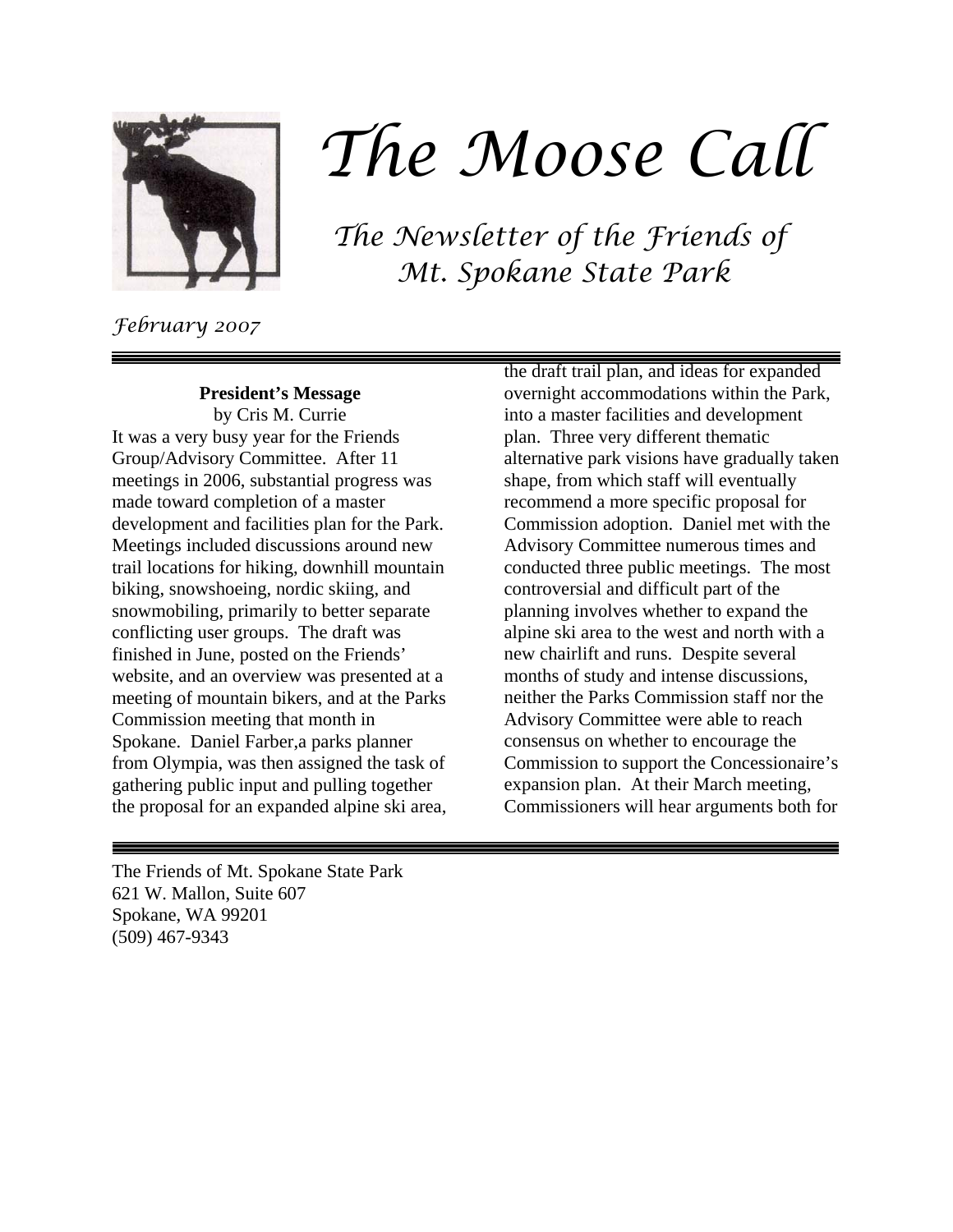# The Moose Call

## The Newsletter of the Friends of Mt. Spokane State Park

*February 2007*

### President's Message

by Cris M. Currie

It was a very busy year for the Friends Group/Advisory Committee. After 11 meetings in 2006, substantial progress was made toward completion of a master development and facilities plan for the Park. Meetings included discussions around new trail locations for hiking, downhill mountain biking, snowshoeing, nordic skiing, and snowmobiling, primarily to better separate conflicting user groups. The draft was finished in June, posted on the Friends' website, and an overview was presented at a meeting of mountain bikers, and at the Parks Commission meeting that month in Spokane. Daniel Farber,a parks planner from Olympia, was then assigned the task of gathering public input and pulling together the proposal for an expanded alpine ski area, the draft trail plan, and ideas for expanded overnight accommodations within the Park, into a master facilities and development plan. Three very different thematic alternative park visions have gradually taken shape, from which staff will eventually recommend a more specific proposal for Commission adoption. Daniel met with the Advisory Committee numerous times and conducted three public meetings. The most controversial and difficult part of the planning involves whether to expand the alpine ski area to the west and north with a new chairlift and runs. Despite several months of study and intense discussions, neither the Parks Commission staff nor the Advisory Committee were able to reach consensus on whether to encourage the Commission to support the Concessionaire's expansion plan. At their March meeting, Commissioners will hear arguments both for

The Friends of Mt. Spokane State Park
621 W. Mallon, Suite 607
Spokane, WA 99201
(509) 467-9343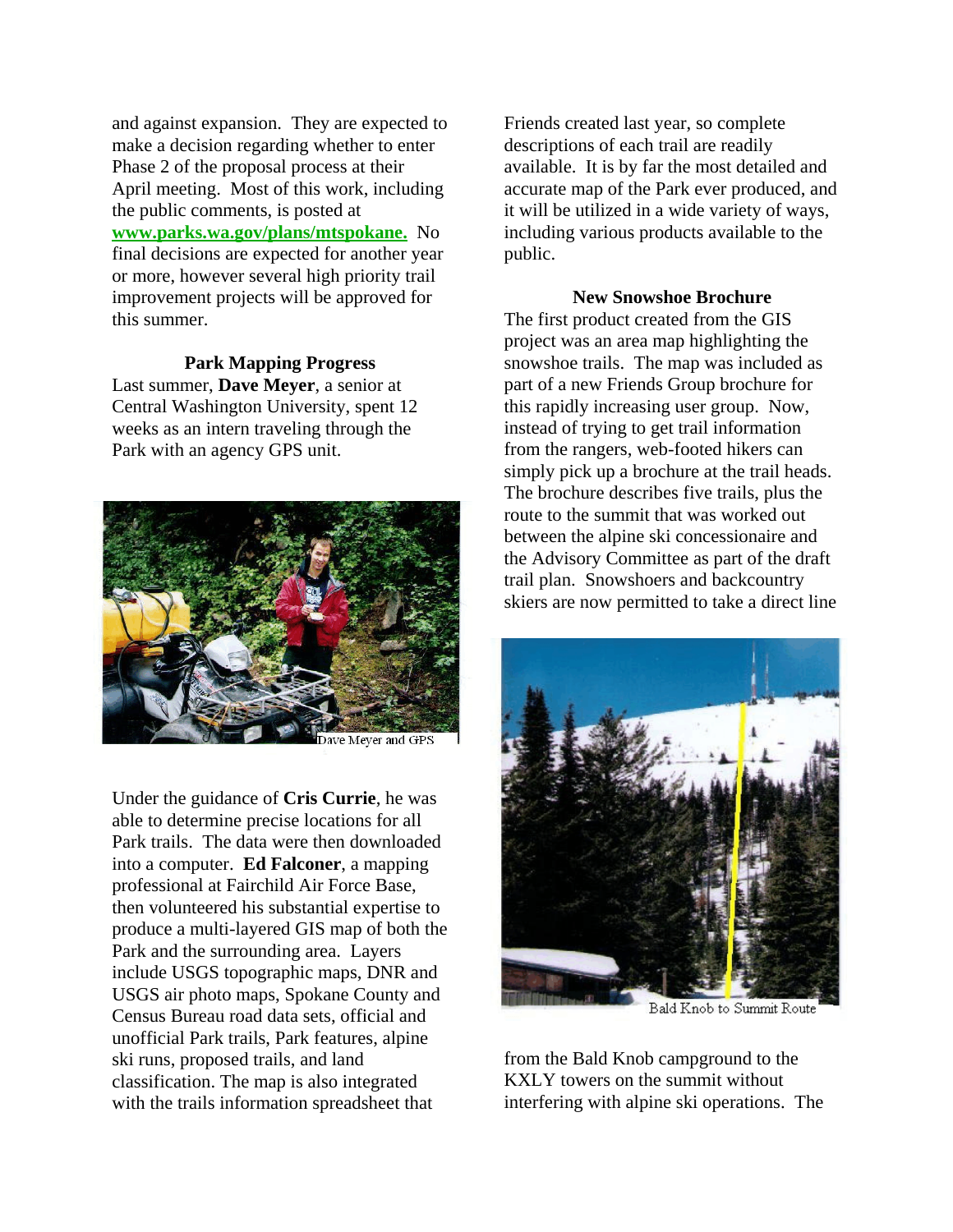and against expansion. They are expected to make a decision regarding whether to enter Phase 2 of the proposal process at their April meeting. Most of this work, including the public comments, is posted at **www.parks.wa.gov/plans/mtspokane.** No final decisions are expected for another year or more, however several high priority trail improvement projects will be approved for this summer.

### Park Mapping Progress

Last summer, **Dave Meyer**, a senior at Central Washington University, spent 12 weeks as an intern traveling through the Park with an agency GPS unit.

Dave Meyer and GPS

Under the guidance of **Cris Currie**, he was able to determine precise locations for all Park trails. The data were then downloaded into a computer. **Ed Falconer**, a mapping professional at Fairchild Air Force Base, then volunteered his substantial expertise to produce a multi-layered GIS map of both the Park and the surrounding area. Layers include USGS topographic maps, DNR and USGS air photo maps, Spokane County and Census Bureau road data sets, official and unofficial Park trails, Park features, alpine ski runs, proposed trails, and land classification. The map is also integrated with the trails information spreadsheet that Friends created last year, so complete descriptions of each trail are readily available. It is by far the most detailed and accurate map of the Park ever produced, and it will be utilized in a wide variety of ways, including various products available to the public.

### New Snowshoe Brochure

The first product created from the GIS project was an area map highlighting the snowshoe trails. The map was included as part of a new Friends Group brochure for this rapidly increasing user group. Now, instead of trying to get trail information from the rangers, web-footed hikers can simply pick up a brochure at the trail heads. The brochure describes five trails, plus the route to the summit that was worked out between the alpine ski concessionaire and the Advisory Committee as part of the draft trail plan. Snowshoers and backcountry skiers are now permitted to take a direct line

Bald Knob to Summit Route

from the Bald Knob campground to the KXLY towers on the summit without interfering with alpine ski operations. The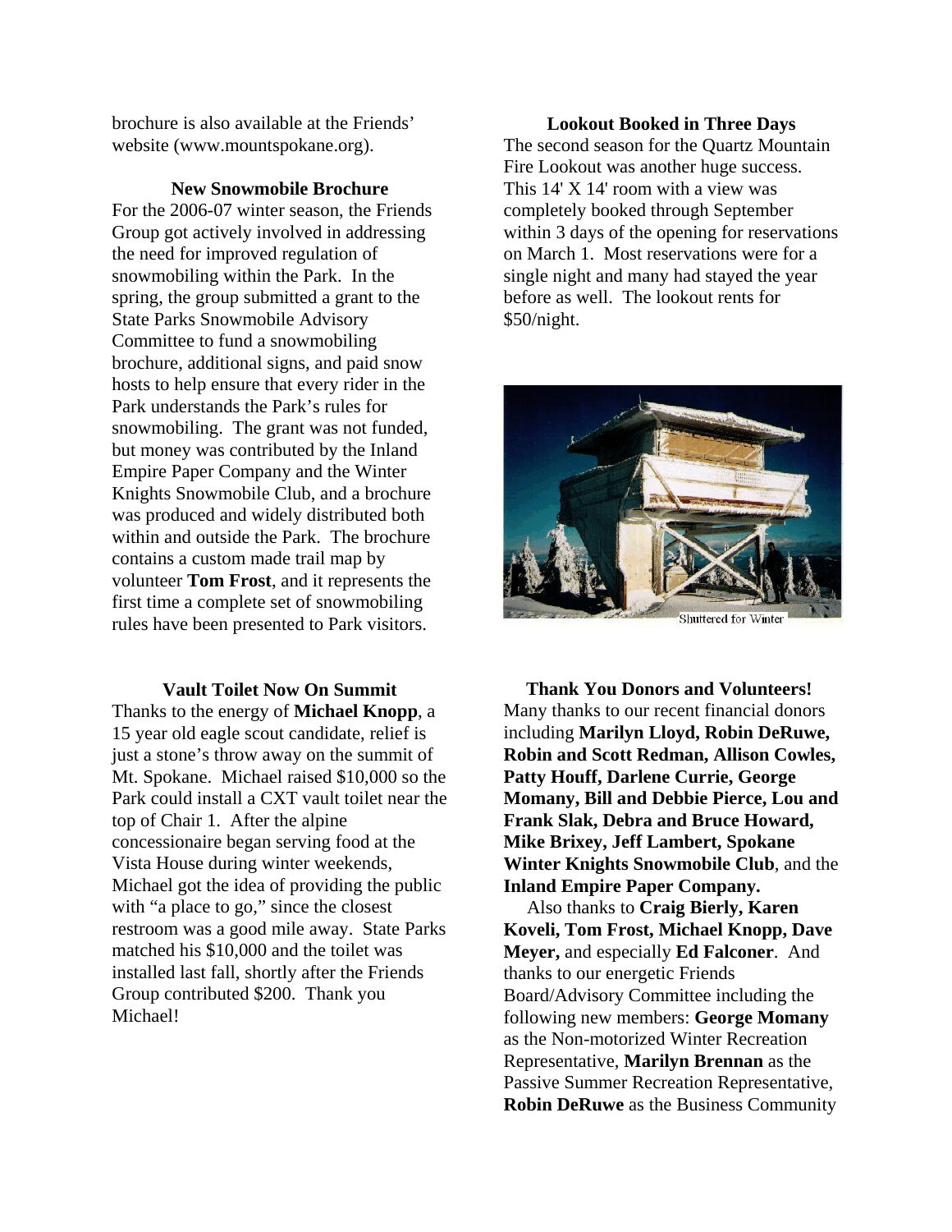brochure is also available at the Friends' website (www.mountspokane.org).

### New Snowmobile Brochure

For the 2006-07 winter season, the Friends Group got actively involved in addressing the need for improved regulation of snowmobiling within the Park. In the spring, the group submitted a grant to the State Parks Snowmobile Advisory Committee to fund a snowmobiling brochure, additional signs, and paid snow hosts to help ensure that every rider in the Park understands the Park's rules for snowmobiling. The grant was not funded, but money was contributed by the Inland Empire Paper Company and the Winter Knights Snowmobile Club, and a brochure was produced and widely distributed both within and outside the Park. The brochure contains a custom made trail map by volunteer **Tom Frost**, and it represents the first time a complete set of snowmobiling rules have been presented to Park visitors.

### Vault Toilet Now On Summit

Thanks to the energy of **Michael Knopp**, a 15 year old eagle scout candidate, relief is just a stone's throw away on the summit of Mt. Spokane. Michael raised $10,000 so the Park could install a CXT vault toilet near the top of Chair 1. After the alpine concessionaire began serving food at the Vista House during winter weekends, Michael got the idea of providing the public with "a place to go," since the closest restroom was a good mile away. State Parks matched his $10,000 and the toilet was installed last fall, shortly after the Friends Group contributed $200. Thank you Michael!

### Lookout Booked in Three Days

The second season for the Quartz Mountain Fire Lookout was another huge success. This 14' X 14' room with a view was completely booked through September within 3 days of the opening for reservations on March 1. Most reservations were for a single night and many had stayed the year before as well. The lookout rents for $50/night.

Shuttered for Winter

### Thank You Donors and Volunteers!

Many thanks to our recent financial donors including **Marilyn Lloyd, Robin DeRuwe, Robin and Scott Redman, Allison Cowles, Patty Houff, Darlene Currie, George Momany, Bill and Debbie Pierce, Lou and Frank Slak, Debra and Bruce Howard, Mike Brixey, Jeff Lambert, Spokane Winter Knights Snowmobile Club**, and the **Inland Empire Paper Company.**

Also thanks to **Craig Bierly, Karen Koveli, Tom Frost, Michael Knopp, Dave Meyer,** and especially **Ed Falconer**. And thanks to our energetic Friends Board/Advisory Committee including the following new members: **George Momany** as the Non-motorized Winter Recreation Representative, **Marilyn Brennan** as the Passive Summer Recreation Representative, **Robin DeRuwe** as the Business Community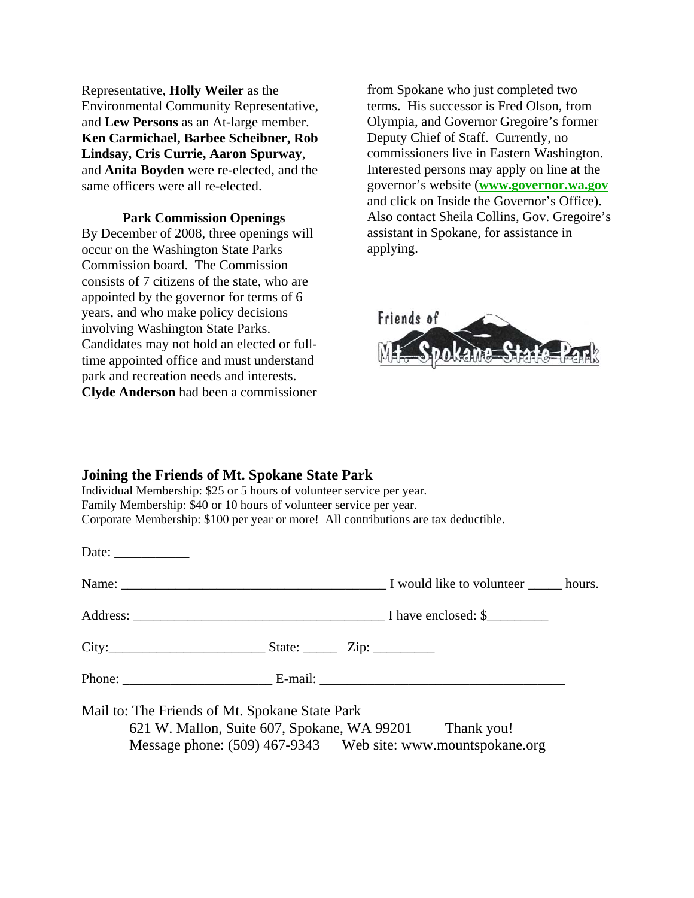Representative, **Holly Weiler** as the Environmental Community Representative, and **Lew Persons** as an At-large member. **Ken Carmichael, Barbee Scheibner, Rob Lindsay, Cris Currie, Aaron Spurway**, and **Anita Boyden** were re-elected, and the same officers were all re-elected.

### Park Commission Openings

By December of 2008, three openings will occur on the Washington State Parks Commission board. The Commission consists of 7 citizens of the state, who are appointed by the governor for terms of 6 years, and who make policy decisions involving Washington State Parks. Candidates may not hold an elected or full-time appointed office and must understand park and recreation needs and interests. **Clyde Anderson** had been a commissioner from Spokane who just completed two terms. His successor is Fred Olson, from Olympia, and Governor Gregoire's former Deputy Chief of Staff. Currently, no commissioners live in Eastern Washington. Interested persons may apply on line at the governor's website (**www.governor.wa.gov** and click on Inside the Governor's Office). Also contact Sheila Collins, Gov. Gregoire's assistant in Spokane, for assistance in applying.

Friends of Mt. Spokane State Park

## Joining the Friends of Mt. Spokane State Park

Individual Membership: $25 or 5 hours of volunteer service per year.
Family Membership: $40 or 10 hours of volunteer service per year.
Corporate Membership: $100 per year or more! All contributions are tax deductible.

Date: ___________

Name: ________________________________________ I would like to volunteer _____ hours.

Address: ______________________________________ I have enclosed: $_________

City:_______________________ State: _____ Zip: _________

Phone: ______________________ E-mail: ___________________________________

Mail to: The Friends of Mt. Spokane State Park
621 W. Mallon, Suite 607, Spokane, WA 99201 Thank you!
Message phone: (509) 467-9343 Web site: www.mountspokane.org